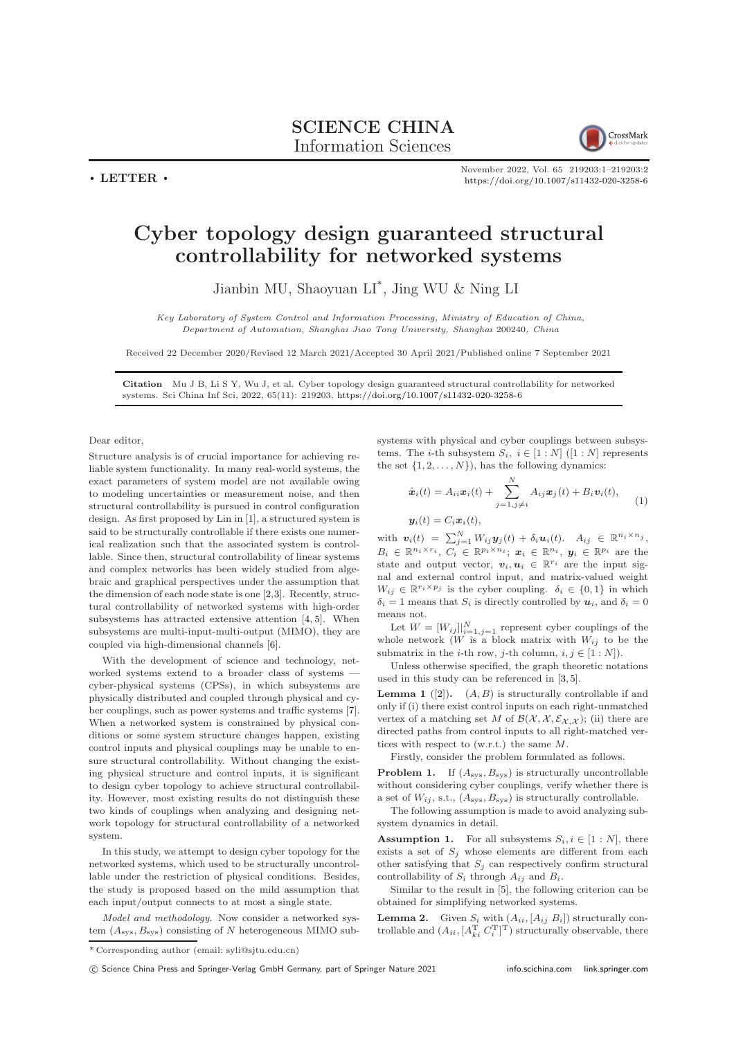SCIENCE CHINA
Information Sciences

• LETTER •

# Cyber topology design guaranteed structural controllability for networked systems

Jianbin MU, Shaoyuan LI*, Jing WU & Ning LI

*Key Laboratory of System Control and Information Processing, Ministry of Education of China, Department of Automation, Shanghai Jiao Tong University, Shanghai 200240, China*

Received 22 December 2020/Revised 12 March 2021/Accepted 30 April 2021/Published online 7 September 2021

**Citation** Mu J B, Li S Y, Wu J, et al. Cyber topology design guaranteed structural controllability for networked systems. Sci China Inf Sci, 2022, 65(11): 219203, https://doi.org/10.1007/s11432-020-3258-6

Dear editor,

Structure analysis is of crucial importance for achieving reliable system functionality. In many real-world systems, the exact parameters of system model are not available owing to modeling uncertainties or measurement noise, and then structural controllability is pursued in control configuration design. As first proposed by Lin in [1], a structured system is said to be structurally controllable if there exists one numerical realization such that the associated system is controllable. Since then, structural controllability of linear systems and complex networks has been widely studied from algebraic and graphical perspectives under the assumption that the dimension of each node state is one [2,3]. Recently, structural controllability of networked systems with high-order subsystems has attracted extensive attention [4, 5]. When subsystems are multi-input-multi-output (MIMO), they are coupled via high-dimensional channels [6].

With the development of science and technology, networked systems extend to a broader class of systems — cyber-physical systems (CPSs), in which subsystems are physically distributed and coupled through physical and cyber couplings, such as power systems and traffic systems [7]. When a networked system is constrained by physical conditions or some system structure changes happen, existing control inputs and physical couplings may be unable to ensure structural controllability. Without changing the existing physical structure and control inputs, it is significant to design cyber topology to achieve structural controllability. However, most existing results do not distinguish these two kinds of couplings when analyzing and designing network topology for structural controllability of a networked system.

In this study, we attempt to design cyber topology for the networked systems, which used to be structurally uncontrollable under the restriction of physical conditions. Besides, the study is proposed based on the mild assumption that each input/output connects to at most a single state.

*Model and methodology*. Now consider a networked system $(A_{\rm sys}, B_{\rm sys})$ consisting of $N$ heterogeneous MIMO subsystems with physical and cyber couplings between subsystems. The $i$-th subsystem $S_i$, $i \in [1:N]$ ($[1:N]$ represents the set $\{1, 2, \ldots, N\}$), has the following dynamics:

$$\dot{\boldsymbol{x}}_i(t) = A_{ii}\boldsymbol{x}_i(t) + \sum_{j=1, j\neq i}^{N} A_{ij}\boldsymbol{x}_j(t) + B_i\boldsymbol{v}_i(t), \quad (1)$$
$$\boldsymbol{y}_i(t) = C_i\boldsymbol{x}_i(t),$$

with $\boldsymbol{v}_i(t) = \sum_{j=1}^{N} W_{ij}\boldsymbol{y}_j(t) + \delta_i\boldsymbol{u}_i(t)$. $A_{ij} \in \mathbb{R}^{n_i\times n_j}$, $B_i \in \mathbb{R}^{n_i\times r_i}$, $C_i \in \mathbb{R}^{p_i\times n_i}$; $\boldsymbol{x}_i \in \mathbb{R}^{n_i}$, $\boldsymbol{y}_i \in \mathbb{R}^{p_i}$ are the state and output vector, $\boldsymbol{v}_i, \boldsymbol{u}_i \in \mathbb{R}^{r_i}$ are the input signal and external control input, and matrix-valued weight $W_{ij} \in \mathbb{R}^{r_i\times p_j}$ is the cyber coupling. $\delta_i \in \{0,1\}$ in which $\delta_i = 1$ means that $S_i$ is directly controlled by $\boldsymbol{u}_i$, and $\delta_i = 0$ means not.

Let $W = [W_{ij}]|_{i=1,j=1}^{N}$ represent cyber couplings of the whole network ($W$ is a block matrix with $W_{ij}$ to be the submatrix in the $i$-th row, $j$-th column, $i, j \in [1:N]$).

Unless otherwise specified, the graph theoretic notations used in this study can be referenced in [3, 5].

**Lemma 1** ([2])**.** $(A, B)$ is structurally controllable if and only if (i) there exist control inputs on each right-unmatched vertex of a matching set $M$ of $\mathcal{B}(\mathcal{X}, \mathcal{X}, \mathcal{E}_{\mathcal{X},\mathcal{X}})$; (ii) there are directed paths from control inputs to all right-matched vertices with respect to (w.r.t.) the same $M$.

Firstly, consider the problem formulated as follows.

**Problem 1.** If $(A_{\rm sys}, B_{\rm sys})$ is structurally uncontrollable without considering cyber couplings, verify whether there is a set of $W_{ij}$, s.t., $(A_{\rm sys}, B_{\rm sys})$ is structurally controllable.

The following assumption is made to avoid analyzing subsystem dynamics in detail.

**Assumption 1.** For all subsystems $S_i, i \in [1:N]$, there exists a set of $S_j$ whose elements are different from each other satisfying that $S_j$ can respectively confirm structural controllability of $S_i$ through $A_{ij}$ and $B_i$.

Similar to the result in [5], the following criterion can be obtained for simplifying networked systems.

**Lemma 2.** Given $S_i$ with $(A_{ii}, [A_{ij}\ B_i])$ structurally controllable and $(A_{ii}, [A_{ki}^{\rm T}\ C_i^{\rm T}]^{\rm T})$ structurally observable, there

*Corresponding author (email: syli@sjtu.edu.cn)

© Science China Press and Springer-Verlag GmbH Germany, part of Springer Nature 2021 info.scichina.com link.springer.com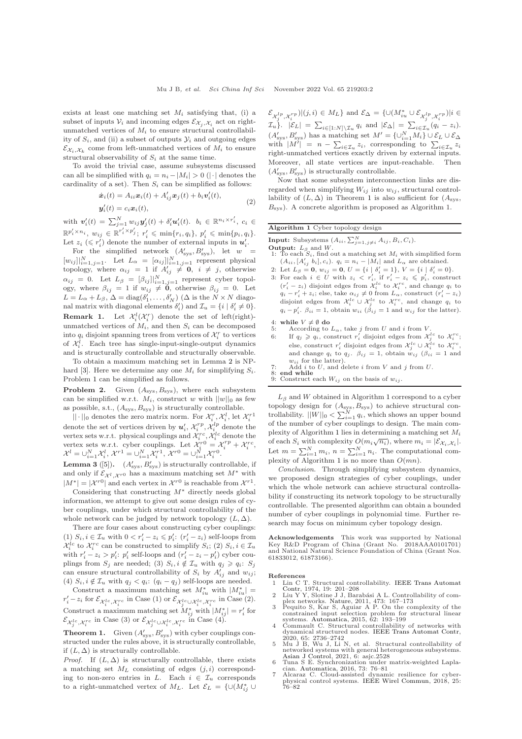exists at least one matching set $M_i$ satisfying that, (i) a subset of inputs $\mathcal{V}_i$ and incoming edges $\mathcal{E}_{\mathcal{X}_j,\mathcal{X}_i}$ act on right-unmatched vertices of $M_i$ to ensure structural controllability of $S_i$, and (ii) a subset of outputs $\mathcal{Y}_i$ and outgoing edges $\mathcal{E}_{\mathcal{X}_i,\mathcal{X}_k}$ come from left-unmatched vertices of $M_i$ to ensure structural observability of $S_i$ at the same time.

To avoid the trivial case, assume subsystems discussed can all be simplified with $q_i = n_i - |M_i| > 0$ ($|\cdot|$ denotes the cardinality of a set). Then $S_i$ can be simplified as follows:

$$
\begin{aligned}
\dot{\boldsymbol{x}}_i(t) &= A_{ii}\boldsymbol{x}_i(t) + A'_{ij}\boldsymbol{x}_j(t) + b_i\boldsymbol{v}'_i(t),\\
\boldsymbol{y}'_i(t) &= c_i\boldsymbol{x}_i(t),
\end{aligned}
\tag{2}
$$

with $\boldsymbol{v}'_i(t) = \sum_{j=1}^N w_{ij}\boldsymbol{y}'_j(t) + \delta'_i\boldsymbol{u}'_i(t)$. $b_i \in \mathbb{R}^{n_i\times r'_i}$, $c_i \in \mathbb{R}^{p'_i\times n_i}$, $w_{ij} \in \mathbb{R}^{r'_i\times p'_j}$; $r'_i \leqslant \min\{r_i, q_i\}$, $p'_i \leqslant \min\{p_i, q_i\}$. Let $z_i$ ($\leqslant r'_i$) denote the number of external inputs in $\boldsymbol{u}'_i$.

For the simplified network $(A'_{\rm sys}, B'_{\rm sys})$, let $w = [w_{ij}]|_{i=1,j=1}^N$. Let $L_\alpha = [\alpha_{ij}]|_{i=1,j=1}^N$ represent physical topology, where $\alpha_{ij} = 1$ if $A'_{ij} \neq \boldsymbol{0}$, $i \neq j$, otherwise $\alpha_{ij} = 0$. Let $L_\beta = [\beta_{ij}]|_{i=1,j=1}^N$ represent cyber topology, where $\beta_{ij} = 1$ if $w_{ij} \neq \boldsymbol{0}$, otherwise $\beta_{ij} = 0$. Let $L = L_\alpha + L_\beta$, $\Delta = {\rm diag}(\delta'_1, \ldots, \delta'_N)$ ($\Delta$ is the $N \times N$ diagonal matrix with diagonal elements $\delta'_i$) and $\mathcal{I}_u = \{i \mid \delta'_i \neq 0\}$.

**Remark 1.** Let $\mathcal{X}_i^l(\mathcal{X}_i^r)$ denote the set of left(right)-unmatched vertices of $M_i$, and then $S_i$ can be decomposed into $q_i$ disjoint spanning trees from vertices of $\mathcal{X}_i^r$ to vertices of $\mathcal{X}_i^l$. Each tree has single-input-single-output dynamics and is structurally controllable and structurally observable.

To obtain a maximum matching set in Lemma 2 is NP-hard [3]. Here we determine any one $M_i$ for simplifying $S_i$. Problem 1 can be simplified as follows.

**Problem 2.** Given $(A_{\rm sys}, B_{\rm sys})$, where each subsystem can be simplified w.r.t. $M_i$, construct $w$ with $||w||_0$ as few as possible, s.t., $(A_{\rm sys}, B_{\rm sys})$ is structurally controllable.

$||\cdot||_0$ denotes the zero matrix norm. For $\mathcal{X}_i^r, \mathcal{X}_i^l$, let $\mathcal{X}_i^{r1}$ denote the set of vertices driven by $\boldsymbol{u}'_i$, $\mathcal{X}_i^{rp}, \mathcal{X}_i^{lp}$ denote the vertex sets w.r.t. physical couplings and $\mathcal{X}_i^{rc}, \mathcal{X}_i^{lc}$ denote the vertex sets w.r.t. cyber couplings. Let $\mathcal{X}_i^{r0} = \mathcal{X}_i^{rp} + \mathcal{X}_i^{rc}$, $\mathcal{X}^l = \cup_{i=1}^N \mathcal{X}_i^l$, $\mathcal{X}^{r1} = \cup_{i=1}^N \mathcal{X}_i^{r1}$, $\mathcal{X}^{r0} = \cup_{i=1}^N \mathcal{X}_i^{r0}$.

**Lemma 3** ([5])**.** $(A'_{\rm sys}, B'_{\rm sys})$ is structurally controllable, if and only if $\mathcal{E}_{\mathcal{X}^l,\mathcal{X}^{r0}}$ has a maximum matching set $M^*$ with $|M^*| = |\mathcal{X}^{r0}|$ and each vertex in $\mathcal{X}^{r0}$ is reachable from $\mathcal{X}^{r1}$.

Considering that constructing $M^*$ directly needs global information, we attempt to give out some design rules of cyber couplings, under which structural controllability of the whole network can be judged by network topology $(L, \Delta)$.

There are four cases about constructing cyber couplings: (1) $S_i, i \in \mathcal{I}_u$ with $0 < r'_i - z_i \leqslant p'_i$: $(r'_i - z_i)$ self-loops from $\mathcal{X}_i^{lc}$ to $\mathcal{X}_i^{rc}$ can be constructed to simplify $S_i$; (2) $S_i, i \in \mathcal{I}_u$ with $r'_i - z_i > p'_i$: $p'_i$ self-loops and $(r'_i - z_i - p'_i)$ cyber couplings from $S_j$ are needed; (3) $S_i, i \notin \mathcal{I}_u$ with $q_j \geqslant q_i$: $S_j$ can ensure structural controllability of $S_i$ by $A'_{ij}$ and $w_{ij}$; (4) $S_i, i \notin \mathcal{I}_u$ with $q_j < q_i$: $(q_i - q_j)$ self-loops are needed.

Construct a maximum matching set $M^*_{iu}$ with $|M^*_{iu}| = r'_i - z_i$ for $\mathcal{E}_{\mathcal{X}_i^{lc},\mathcal{X}_i^{rc}}$ in Case (1) or $\mathcal{E}_{\mathcal{X}_j^{lc}\cup\mathcal{X}_i^{lc},\mathcal{X}_i^{rc}}$ in Case (2). Construct a maximum matching set $M^*_{ij}$ with $|M^*_{ij}| = r'_i$ for $\mathcal{E}_{\mathcal{X}_j^{lc},\mathcal{X}_i^{rc}}$ in Case (3) or $\mathcal{E}_{\mathcal{X}_j^{lc}\cup\mathcal{X}_i^{lc},\mathcal{X}_i^{rc}}$ in Case (4).

**Theorem 1.** Given $(A'_{\rm sys}, B'_{\rm sys})$ with cyber couplings constructed under the rules above, it is structurally controllable, if $(L, \Delta)$ is structurally controllable.

*Proof.* If $(L, \Delta)$ is structurally controllable, there exists a matching set $M_L$ consisting of edges $(j, i)$ corresponding to non-zero entries in $L$. Each $i \in \mathcal{I}_u$ corresponds to a right-unmatched vertex of $M_L$. Let $\mathcal{E}_L = \{\cup(M^*_{ij} \cup \mathcal{E}_{\mathcal{X}_j^{lp},\mathcal{X}_i^{rp}})|(j,i) \in M_L\}$ and $\mathcal{E}_\Delta = \{\cup(M^*_{iu} \cup \mathcal{E}_{\mathcal{X}_j^{lp},\mathcal{X}_i^{rp}})|i \in \mathcal{I}_u\}$. $|\mathcal{E}_L| = \sum_{i\in[1:N]\setminus\mathcal{I}_u} q_i$ and $|\mathcal{E}_\Delta| = \sum_{i\in\mathcal{I}_u}(q_i - z_i)$. $(A'_{\rm sys}, B'_{\rm sys})$ has a matching set $M' = \{\cup_{i=1}^N M_i\} \cup \mathcal{E}_L \cup \mathcal{E}_\Delta$ with $|M'| = n - \sum_{i\in\mathcal{I}_u} z_i$, corresponding to $\sum_{i\in\mathcal{I}_u} z_i$ right-unmatched vertices exactly driven by external inputs. Moreover, all state vertices are input-reachable. Then $(A'_{\rm sys}, B'_{\rm sys})$ is structurally controllable.

Now that some subsystem interconnection links are disregarded when simplifying $W_{ij}$ into $w_{ij}$, structural controllability of $(L, \Delta)$ in Theorem 1 is also sufficient for $(A_{\rm sys}, B_{\rm sys})$. A concrete algorithm is proposed as Algorithm 1.

**Algorithm 1** Cyber topology design

**Input:** Subsystems $(A_{ii}, \sum_{j=1,j\neq i}^N A_{ij}, B_i, C_i)$.
**Output:** $L_\beta$ and $W$.

1: To each $S_i$, find out a matching set $M_i$ with simplified form $(A_{ii}, [A'_{ij}\ b_i], c_i)$. $q_i = n_i - |M_i|$ and $L_\alpha$ are obtained.
2: Let $L_\beta = \boldsymbol{0}$, $w_{ij} = \boldsymbol{0}$, $U = \{i \mid \delta'_i = 1\}$, $V = \{i \mid \delta'_i = 0\}$.
3: For each $i \in U$ with $z_i < r'_i$, if $r'_i - z_i \leqslant p'_i$, construct $(r'_i - z_i)$ disjoint edges from $\mathcal{X}_i^{lc}$ to $\mathcal{X}_i^{rc}$, and change $q_i$ to $q_i - r'_i + z_i$; else, take $\alpha_{ij} \neq 0$ from $L_\alpha$, construct $(r'_i - z_i)$ disjoint edges from $\mathcal{X}_i^{lc} \cup \mathcal{X}_j^{lc}$ to $\mathcal{X}_i^{rc}$, and change $q_i$ to $q_i - p'_i$. $\beta_{ii} = 1$, obtain $w_{ii}$ ($\beta_{ij} = 1$ and $w_{ij}$ for the latter).
4: **while** $V \neq \emptyset$ **do**
5: According to $L_\alpha$, take $j$ from $U$ and $i$ from $V$.
6: If $q_j \geqslant q_i$, construct $r'_i$ disjoint edges from $\mathcal{X}_j^{lc}$ to $\mathcal{X}_i^{rc}$; else, construct $r'_i$ disjoint edges from $\mathcal{X}_j^{lc} \cup \mathcal{X}_i^{lc}$ to $\mathcal{X}_i^{rc}$, and change $q_i$ to $q_j$. $\beta_{ij} = 1$, obtain $w_{ij}$ ($\beta_{ii} = 1$ and $w_{ii}$ for the latter).
7: Add $i$ to $U$, and delete $i$ from $V$ and $j$ from $U$.
8: **end while**
9: Construct each $W_{ij}$ on the basis of $w_{ij}$.

$L_\beta$ and $W$ obtained in Algorithm 1 correspond to a cyber topology design for $(A_{\rm sys}, B_{\rm sys})$ to achieve structural controllability. $||W||_0 < \sum_{i=1}^N q_i$, which shows an upper bound of the number of cyber couplings to design. The main complexity of Algorithm 1 lies in determining a matching set $M_i$ of each $S_i$ with complexity $O(m_i\sqrt{n_i})$, where $m_i = |\mathcal{E}_{\mathcal{X}_i,\mathcal{X}_i}|$. Let $m = \sum_{i=1}^N m_i$, $n = \sum_{i=1}^N n_i$. The computational complexity of Algorithm 1 is no more than $O(mn)$.

*Conclusion.* Through simplifying subsystem dynamics, we proposed design strategies of cyber couplings, under which the whole network can achieve structural controllability if constructing its network topology to be structurally controllable. The presented algorithm can obtain a bounded number of cyber couplings in polynomial time. Further research may focus on minimum cyber topology design.

**Acknowledgements** This work was supported by National Key R&D Program of China (Grant No. 2018AAA0101701) and National Natural Science Foundation of China (Grant Nos. 61833012, 61873166).

**References**

1. Lin C T. Structural controllability. IEEE Trans Automat Contr, 1974, 19: 201–208
2. Liu Y Y, Slotine J J, Barabási A L. Controllability of complex networks. Nature, 2011, 473: 167–173
3. Pequito S, Kar S, Aguiar A P. On the complexity of the constrained input selection problem for structural linear systems. Automatica, 2015, 62: 193–199
4. Commault C. Structural controllability of networks with dynamical structured nodes. IEEE Trans Automat Contr, 2020, 65: 2736–2742
5. Mu J B, Wu J, Li N, et al. Structural controllability of networked systems with general heterogeneous subsystems. Asian J Control, 2021, 6: asjc.2528
6. Tuna S E. Synchronization under matrix-weighted Laplacian. Automatica, 2016, 73: 76–81
7. Alcaraz C. Cloud-assisted dynamic resilience for cyber-physical control systems. IEEE Wirel Commun, 2018, 25: 76–82